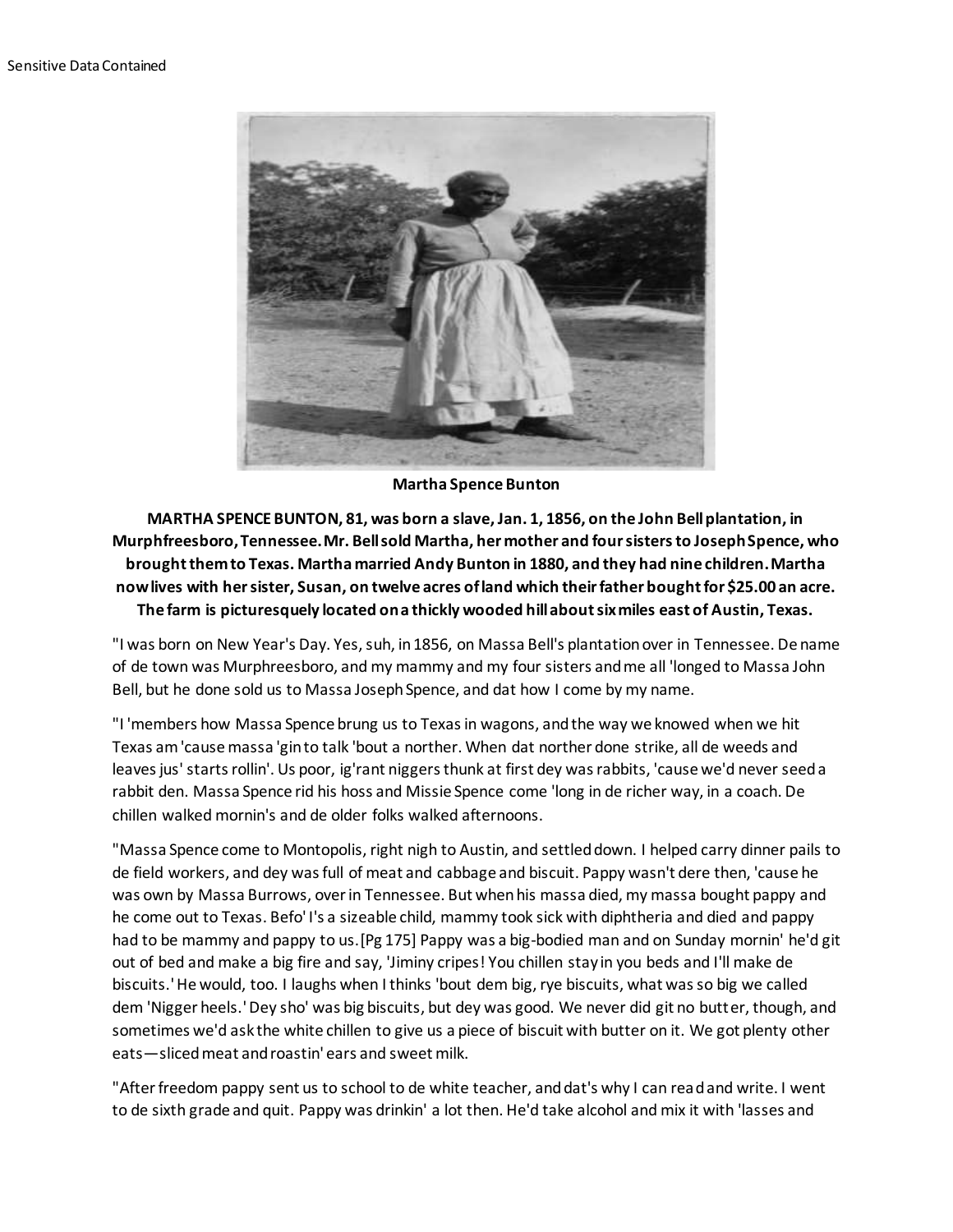Sensitive Data Contained

**Martha Spence Bunton**

**MARTHA SPENCE BUNTON, 81, was born a slave, Jan. 1, 1856, on the John Bell plantation, in Murphfreesboro, Tennessee. Mr. Bell sold Martha, her mother and four sisters to Joseph Spence, who brought them to Texas. Martha married Andy Bunton in 1880, and they had nine children. Martha now lives with her sister, Susan, on twelve acres of land which their father bought for $25.00 an acre. The farm is picturesquely located on a thickly wooded hill about six miles east of Austin, Texas.**

"I was born on New Year's Day. Yes, suh, in 1856, on Massa Bell's plantation over in Tennessee. De name of de town was Murphreesboro, and my mammy and my four sisters and me all 'longed to Massa John Bell, but he done sold us to Massa Joseph Spence, and dat how I come by my name.

"I 'members how Massa Spence brung us to Texas in wagons, and the way we knowed when we hit Texas am 'cause massa 'gin to talk 'bout a norther. When dat norther done strike, all de weeds and leaves jus' starts rollin'. Us poor, ig'rant niggers thunk at first dey was rabbits, 'cause we'd never seed a rabbit den. Massa Spence rid his hoss and Missie Spence come 'long in de richer way, in a coach. De chillen walked mornin's and de older folks walked afternoons.

"Massa Spence come to Montopolis, right nigh to Austin, and settled down. I helped carry dinner pails to de field workers, and dey was full of meat and cabbage and biscuit. Pappy wasn't dere then, 'cause he was own by Massa Burrows, over in Tennessee. But when his massa died, my massa bought pappy and he come out to Texas. Befo' I's a sizeable child, mammy took sick with diphtheria and died and pappy had to be mammy and pappy to us.[Pg 175] Pappy was a big-bodied man and on Sunday mornin' he'd git out of bed and make a big fire and say, 'Jiminy cripes! You chillen stay in you beds and I'll make de biscuits.' He would, too. I laughs when I thinks 'bout dem big, rye biscuits, what was so big we called dem 'Nigger heels.' Dey sho' was big biscuits, but dey was good. We never did git no butter, though, and sometimes we'd ask the white chillen to give us a piece of biscuit with butter on it. We got plenty other eats—sliced meat and roastin' ears and sweet milk.

"After freedom pappy sent us to school to de white teacher, and dat's why I can read and write. I went to de sixth grade and quit. Pappy was drinkin' a lot then. He'd take alcohol and mix it with 'lasses and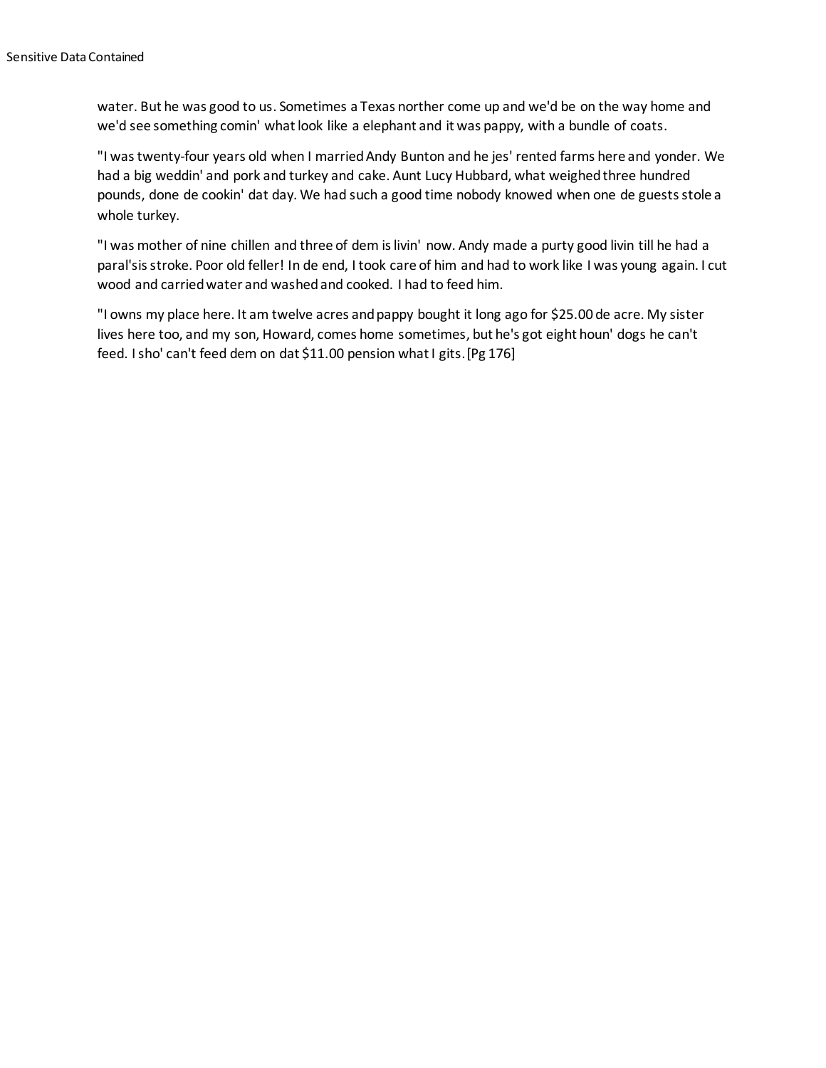water. But he was good to us. Sometimes a Texas norther come up and we'd be on the way home and we'd see something comin' what look like a elephant and it was pappy, with a bundle of coats.

"I was twenty-four years old when I married Andy Bunton and he jes' rented farms here and yonder. We had a big weddin' and pork and turkey and cake. Aunt Lucy Hubbard, what weighed three hundred pounds, done de cookin' dat day. We had such a good time nobody knowed when one de guests stole a whole turkey.

"I was mother of nine chillen and three of dem is livin' now. Andy made a purty good livin till he had a paral'sis stroke. Poor old feller! In de end, I took care of him and had to work like I was young again. I cut wood and carried water and washed and cooked. I had to feed him.

"I owns my place here. It am twelve acres and pappy bought it long ago for $25.00 de acre. My sister lives here too, and my son, Howard, comes home sometimes, but he's got eight houn' dogs he can't feed. I sho' can't feed dem on dat $11.00 pension what I gits. [Pg 176]